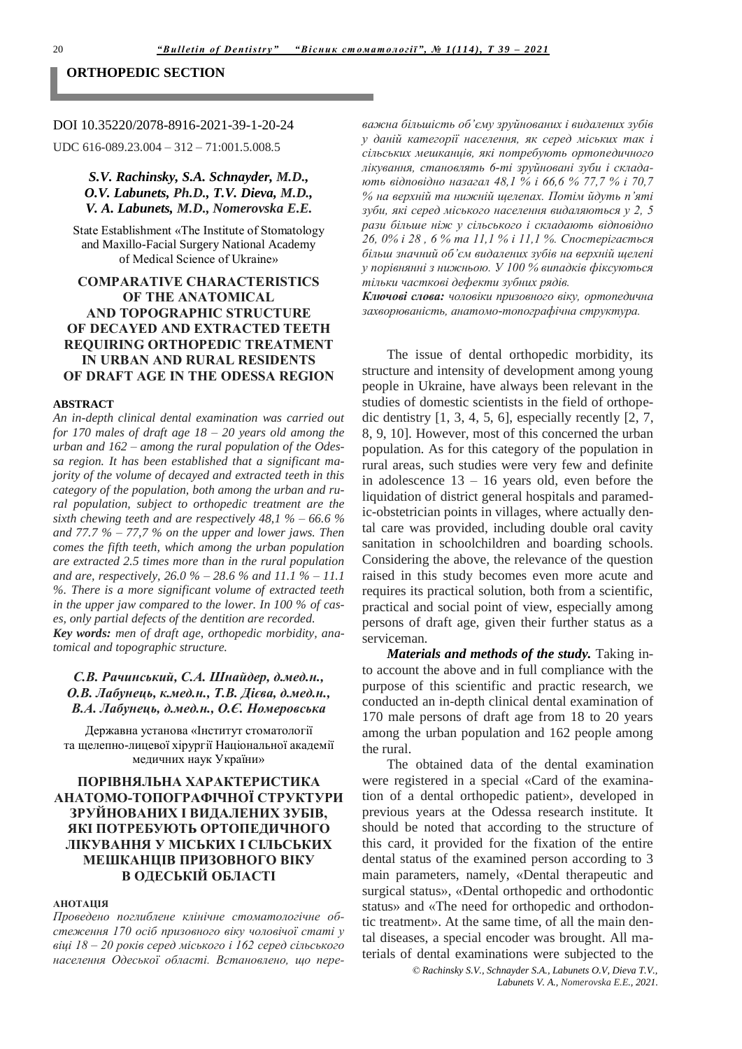## ORTHOPEDIC SECTION

DOI 10.35220/2078-8916-2021-39-1-20-24

UDC 616-089.23.004 – 312 – 71:001.5.008.5

***S.V. Rachinsky, S.A. Schnayder, M.D., O.V. Labunets, Ph.D., T.V. Dieva, M.D., V. A. Labunets, M.D., Nomerovska E.E.***

State Establishment «The Institute of Stomatology and Maxillo-Facial Surgery National Academy of Medical Science of Ukraine»

# COMPARATIVE CHARACTERISTICS OF THE ANATOMICAL AND TOPOGRAPHIC STRUCTURE OF DECAYED AND EXTRACTED TEETH REQUIRING ORTHOPEDIC TREATMENT IN URBAN AND RURAL RESIDENTS OF DRAFT AGE IN THE ODESSA REGION

**ABSTRACT**

*An in-depth clinical dental examination was carried out for 170 males of draft age 18 – 20 years old among the urban and 162 – among the rural population of the Odessa region. It has been established that a significant majority of the volume of decayed and extracted teeth in this category of the population, both among the urban and rural population, subject to orthopedic treatment are the sixth chewing teeth and are respectively 48,1 % – 66.6 % and 77.7 % – 77,7 % on the upper and lower jaws. Then comes the fifth teeth, which among the urban population are extracted 2.5 times more than in the rural population and are, respectively, 26.0 % – 28.6 % and 11.1 % – 11.1 %. There is a more significant volume of extracted teeth in the upper jaw compared to the lower. In 100 % of cases, only partial defects of the dentition are recorded.*

***Key words:*** *men of draft age, orthopedic morbidity, anatomical and topographic structure.*

***С.В. Рачинський, С.А. Шнайдер, д.мед.н., О.В. Лабунець, к.мед.н., Т.В. Дієва, д.мед.н., В.А. Лабунець, д.мед.н., О.Є. Номеровська***

Державна установа «Інститут стоматології та щелепно-лицевої хірургії Національної академії медичних наук України»

# ПОРІВНЯЛЬНА ХАРАКТЕРИСТИКА АНАТОМО-ТОПОГРАФІЧНОЇ СТРУКТУРИ ЗРУЙНОВАНИХ І ВИДАЛЕНИХ ЗУБІВ, ЯКІ ПОТРЕБУЮТЬ ОРТОПЕДИЧНОГО ЛІКУВАННЯ У МІСЬКИХ І СІЛЬСЬКИХ МЕШКАНЦІВ ПРИЗОВНОГО ВІКУ В ОДЕСЬКІЙ ОБЛАСТІ

**АНОТАЦІЯ**

*Проведено поглиблене клінічне стоматологічне обстеження 170 осіб призовного віку чоловічої статі у віці 18 – 20 років серед міського і 162 серед сільського населення Одеської області. Встановлено, що переважна більшість об'єму зруйнованих і видалених зубів у даній категорії населення, як серед міських так і сільських мешканців, які потребують ортопедичного лікування, становлять 6-ті зруйновані зуби і складають відповідно назагал 48,1 % і 66,6 % 77,7 % і 70,7 % на верхній та нижній щелепах. Потім йдуть п'яті зуби, які серед міського населення видаляються у 2, 5 рази більше ніж у сільського і складають відповідно 26, 0% і 28 , 6 % та 11,1 % і 11,1 %. Спостерігається більш значний об'єм видалених зубів на верхній щелепі у порівнянні з нижньою. У 100 % випадків фіксуються тільки часткові дефекти зубних рядів.*

***Ключові слова:*** *чоловіки призовного віку, ортопедична захворюваність, анатомо-топографічна структура.*

The issue of dental orthopedic morbidity, its structure and intensity of development among young people in Ukraine, have always been relevant in the studies of domestic scientists in the field of orthopedic dentistry [1, 3, 4, 5, 6], especially recently [2, 7, 8, 9, 10]. However, most of this concerned the urban population. As for this category of the population in rural areas, such studies were very few and definite in adolescence 13 – 16 years old, even before the liquidation of district general hospitals and paramedic-obstetrician points in villages, where actually dental care was provided, including double oral cavity sanitation in schoolchildren and boarding schools. Considering the above, the relevance of the question raised in this study becomes even more acute and requires its practical solution, both from a scientific, practical and social point of view, especially among persons of draft age, given their further status as a serviceman.

***Materials and methods of the study.*** Taking into account the above and in full compliance with the purpose of this scientific and practic research, we conducted an in-depth clinical dental examination of 170 male persons of draft age from 18 to 20 years among the urban population and 162 people among the rural.

The obtained data of the dental examination were registered in a special «Card of the examination of a dental orthopedic patient», developed in previous years at the Odessa research institute. It should be noted that according to the structure of this card, it provided for the fixation of the entire dental status of the examined person according to 3 main parameters, namely, «Dental therapeutic and surgical status», «Dental orthopedic and orthodontic status» and «The need for orthopedic and orthodontic treatment». At the same time, of all the main dental diseases, a special encoder was brought. All materials of dental examinations were subjected to the

*© Rachinsky S.V., Schnayder S.A., Labunets O.V, Dieva T.V., Labunets V. A., Nomerovska E.E., 2021.*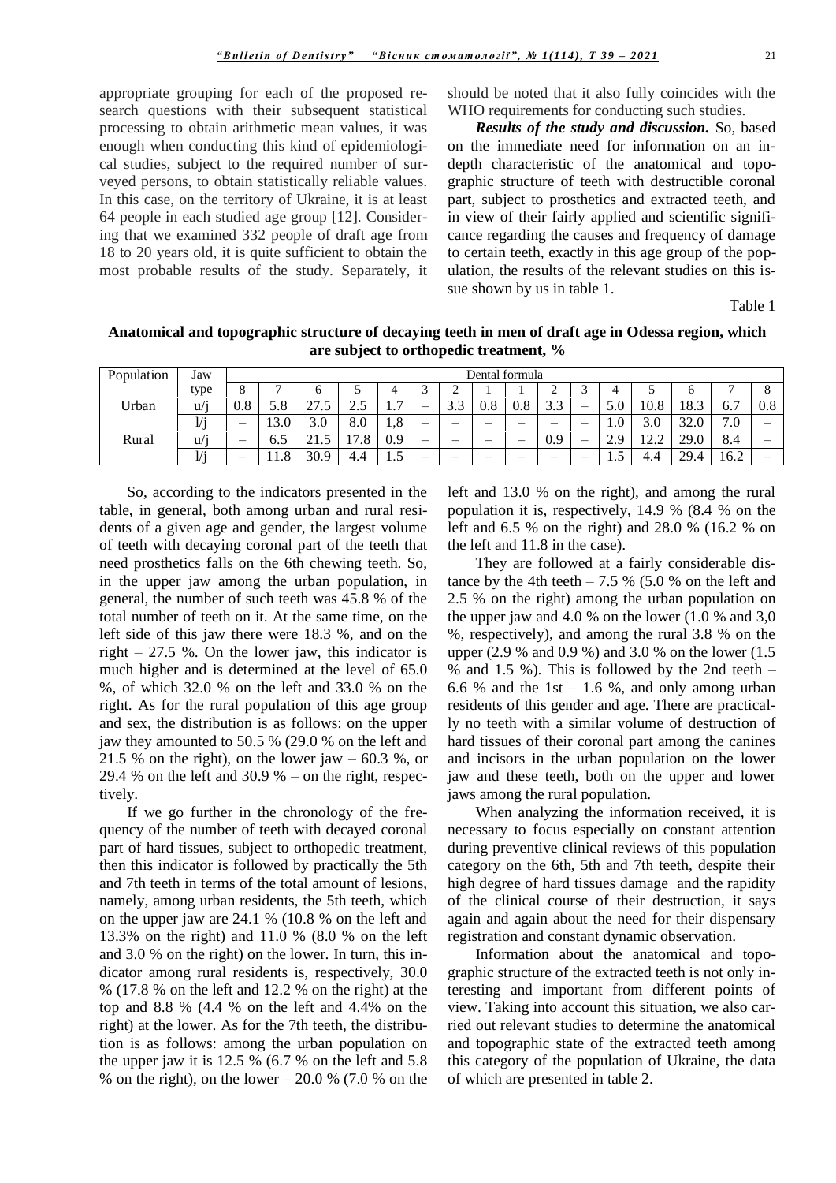appropriate grouping for each of the proposed research questions with their subsequent statistical processing to obtain arithmetic mean values, it was enough when conducting this kind of epidemiological studies, subject to the required number of surveyed persons, to obtain statistically reliable values. In this case, on the territory of Ukraine, it is at least 64 people in each studied age group [12]. Considering that we examined 332 people of draft age from 18 to 20 years old, it is quite sufficient to obtain the most probable results of the study. Separately, it should be noted that it also fully coincides with the WHO requirements for conducting such studies.

***Results of the study and discussion.*** So, based on the immediate need for information on an in-depth characteristic of the anatomical and topographic structure of teeth with destructible coronal part, subject to prosthetics and extracted teeth, and in view of their fairly applied and scientific significance regarding the causes and frequency of damage to certain teeth, exactly in this age group of the population, the results of the relevant studies on this issue shown by us in table 1.

Table 1

**Anatomical and topographic structure of decaying teeth in men of draft age in Odessa region, which are subject to orthopedic treatment, %**

| Population | Jaw type | Dental formula | | | | | | | | | | | | | | | |
|---|---|---|---|---|---|---|---|---|---|---|---|---|---|---|---|---|---|
| | | 8 | 7 | 6 | 5 | 4 | 3 | 2 | 1 | 1 | 2 | 3 | 4 | 5 | 6 | 7 | 8 |
| Urban | u/j | 0.8 | 5.8 | 27.5 | 2.5 | 1.7 | – | 3.3 | 0.8 | 0.8 | 3.3 | – | 5.0 | 10.8 | 18.3 | 6.7 | 0.8 |
| | l/j | – | 13.0 | 3.0 | 8.0 | 1,8 | – | – | – | – | – | – | 1.0 | 3.0 | 32.0 | 7.0 | – |
| Rural | u/j | – | 6.5 | 21.5 | 17.8 | 0.9 | – | – | – | – | 0.9 | – | 2.9 | 12.2 | 29.0 | 8.4 | – |
| | l/j | – | 11.8 | 30.9 | 4.4 | 1.5 | – | – | – | – | – | – | 1.5 | 4.4 | 29.4 | 16.2 | – |

So, according to the indicators presented in the table, in general, both among urban and rural residents of a given age and gender, the largest volume of teeth with decaying coronal part of the teeth that need prosthetics falls on the 6th chewing teeth. So, in the upper jaw among the urban population, in general, the number of such teeth was 45.8 % of the total number of teeth on it. At the same time, on the left side of this jaw there were 18.3 %, and on the right – 27.5 %. On the lower jaw, this indicator is much higher and is determined at the level of 65.0 %, of which 32.0 % on the left and 33.0 % on the right. As for the rural population of this age group and sex, the distribution is as follows: on the upper jaw they amounted to 50.5 % (29.0 % on the left and 21.5 % on the right), on the lower jaw – 60.3 %, or 29.4 % on the left and 30.9 % – on the right, respectively.

If we go further in the chronology of the frequency of the number of teeth with decayed coronal part of hard tissues, subject to orthopedic treatment, then this indicator is followed by practically the 5th and 7th teeth in terms of the total amount of lesions, namely, among urban residents, the 5th teeth, which on the upper jaw are 24.1 % (10.8 % on the left and 13.3% on the right) and 11.0 % (8.0 % on the left and 3.0 % on the right) on the lower. In turn, this indicator among rural residents is, respectively, 30.0 % (17.8 % on the left and 12.2 % on the right) at the top and 8.8 % (4.4 % on the left and 4.4% on the right) at the lower. As for the 7th teeth, the distribution is as follows: among the urban population on the upper jaw it is 12.5 % (6.7 % on the left and 5.8 % on the right), on the lower – 20.0 % (7.0 % on the left and 13.0 % on the right), and among the rural population it is, respectively, 14.9 % (8.4 % on the left and 6.5 % on the right) and 28.0 % (16.2 % on the left and 11.8 in the case).

They are followed at a fairly considerable distance by the 4th teeth – 7.5 % (5.0 % on the left and 2.5 % on the right) among the urban population on the upper jaw and 4.0 % on the lower (1.0 % and 3,0 %, respectively), and among the rural 3.8 % on the upper (2.9 % and 0.9 %) and 3.0 % on the lower (1.5 % and 1.5 %). This is followed by the 2nd teeth – 6.6 % and the 1st – 1.6 %, and only among urban residents of this gender and age. There are practically no teeth with a similar volume of destruction of hard tissues of their coronal part among the canines and incisors in the urban population on the lower jaw and these teeth, both on the upper and lower jaws among the rural population.

When analyzing the information received, it is necessary to focus especially on constant attention during preventive clinical reviews of this population category on the 6th, 5th and 7th teeth, despite their high degree of hard tissues damage and the rapidity of the clinical course of their destruction, it says again and again about the need for their dispensary registration and constant dynamic observation.

Information about the anatomical and topographic structure of the extracted teeth is not only interesting and important from different points of view. Taking into account this situation, we also carried out relevant studies to determine the anatomical and topographic state of the extracted teeth among this category of the population of Ukraine, the data of which are presented in table 2.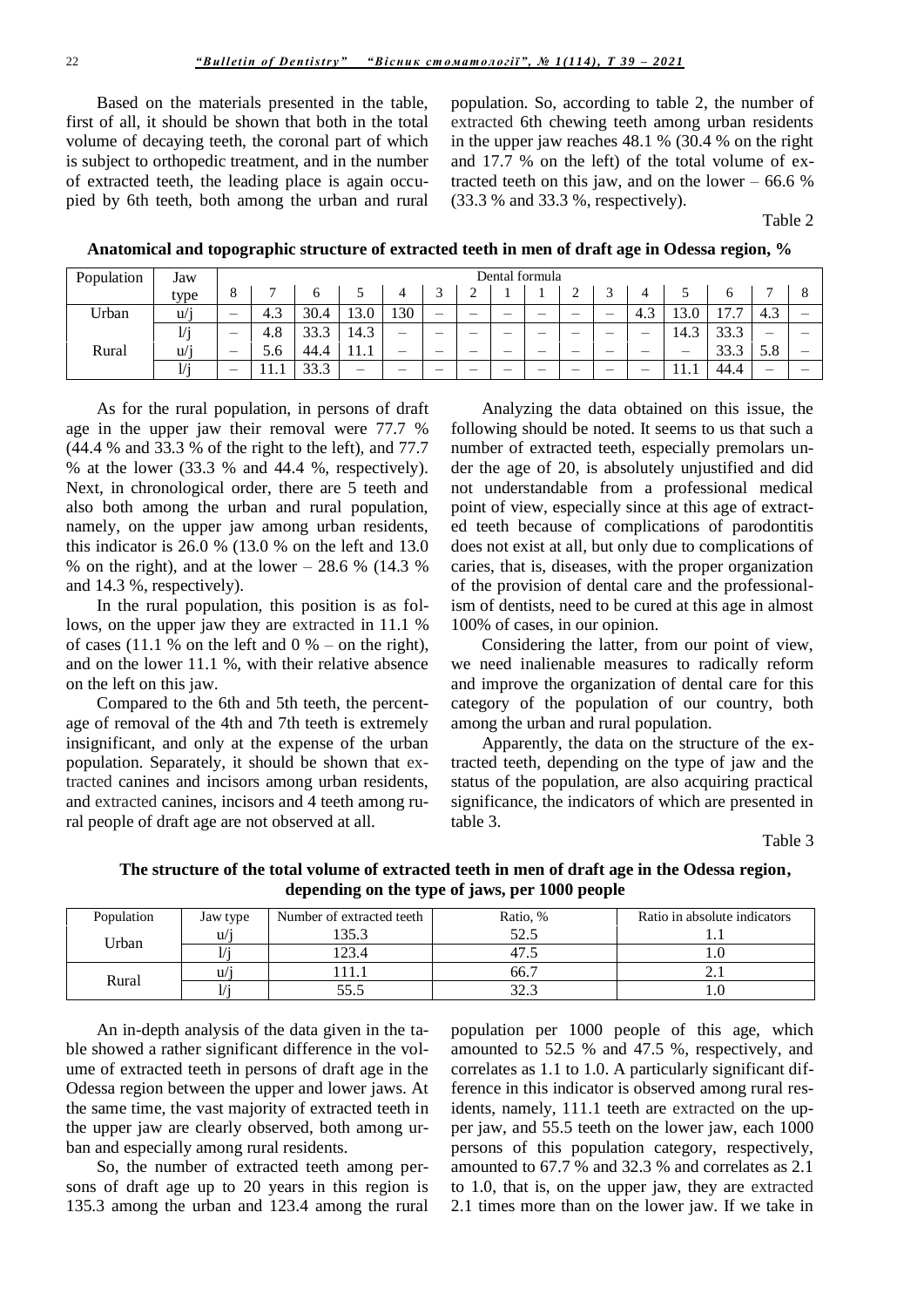Based on the materials presented in the table, first of all, it should be shown that both in the total volume of decaying teeth, the coronal part of which is subject to orthopedic treatment, and in the number of extracted teeth, the leading place is again occupied by 6th teeth, both among the urban and rural population. So, according to table 2, the number of extracted 6th chewing teeth among urban residents in the upper jaw reaches 48.1 % (30.4 % on the right and 17.7 % on the left) of the total volume of extracted teeth on this jaw, and on the lower – 66.6 % (33.3 % and 33.3 %, respectively).

Table 2

**Anatomical and topographic structure of extracted teeth in men of draft age in Odessa region, %**

| Population | Jaw type | Dental formula | | | | | | | | | | | | | | | |
|---|---|---|---|---|---|---|---|---|---|---|---|---|---|---|---|---|---|
| | | 8 | 7 | 6 | 5 | 4 | 3 | 2 | 1 | 1 | 2 | 3 | 4 | 5 | 6 | 7 | 8 |
| Urban | u/j | – | 4.3 | 30.4 | 13.0 | 130 | – | – | – | – | – | – | 4.3 | 13.0 | 17.7 | 4.3 | – |
| | l/j | – | 4.8 | 33.3 | 14.3 | – | – | – | – | – | – | – | – | 14.3 | 33.3 | – | – |
| Rural | u/j | – | 5.6 | 44.4 | 11.1 | – | – | – | – | – | – | – | – | – | 33.3 | 5.8 | – |
| | l/j | – | 11.1 | 33.3 | – | – | – | – | – | – | – | – | – | 11.1 | 44.4 | – | – |

As for the rural population, in persons of draft age in the upper jaw their removal were 77.7 % (44.4 % and 33.3 % of the right to the left), and 77.7 % at the lower (33.3 % and 44.4 %, respectively). Next, in chronological order, there are 5 teeth and also both among the urban and rural population, namely, on the upper jaw among urban residents, this indicator is 26.0 % (13.0 % on the left and 13.0 % on the right), and at the lower – 28.6 % (14.3 % and 14.3 %, respectively).

In the rural population, this position is as follows, on the upper jaw they are extracted in 11.1 % of cases (11.1 % on the left and 0 % – on the right), and on the lower 11.1 %, with their relative absence on the left on this jaw.

Compared to the 6th and 5th teeth, the percentage of removal of the 4th and 7th teeth is extremely insignificant, and only at the expense of the urban population. Separately, it should be shown that extracted canines and incisors among urban residents, and extracted canines, incisors and 4 teeth among rural people of draft age are not observed at all.

Analyzing the data obtained on this issue, the following should be noted. It seems to us that such a number of extracted teeth, especially premolars under the age of 20, is absolutely unjustified and did not understandable from a professional medical point of view, especially since at this age of extracted teeth because of complications of parodontitis does not exist at all, but only due to complications of caries, that is, diseases, with the proper organization of the provision of dental care and the professionalism of dentists, need to be cured at this age in almost 100% of cases, in our opinion.

Considering the latter, from our point of view, we need inalienable measures to radically reform and improve the organization of dental care for this category of the population of our country, both among the urban and rural population.

Apparently, the data on the structure of the extracted teeth, depending on the type of jaw and the status of the population, are also acquiring practical significance, the indicators of which are presented in table 3.

Table 3

**The structure of the total volume of extracted teeth in men of draft age in the Odessa region, depending on the type of jaws, per 1000 people**

| Population | Jaw type | Number of extracted teeth | Ratio, % | Ratio in absolute indicators |
|---|---|---|---|---|
| Urban | u/j | 135.3 | 52.5 | 1.1 |
| | l/j | 123.4 | 47.5 | 1.0 |
| Rural | u/j | 111.1 | 66.7 | 2.1 |
| | l/j | 55.5 | 32.3 | 1.0 |

An in-depth analysis of the data given in the table showed a rather significant difference in the volume of extracted teeth in persons of draft age in the Odessa region between the upper and lower jaws. At the same time, the vast majority of extracted teeth in the upper jaw are clearly observed, both among urban and especially among rural residents.

So, the number of extracted teeth among persons of draft age up to 20 years in this region is 135.3 among the urban and 123.4 among the rural population per 1000 people of this age, which amounted to 52.5 % and 47.5 %, respectively, and correlates as 1.1 to 1.0. A particularly significant difference in this indicator is observed among rural residents, namely, 111.1 teeth are extracted on the upper jaw, and 55.5 teeth on the lower jaw, each 1000 persons of this population category, respectively, amounted to 67.7 % and 32.3 % and correlates as 2.1 to 1.0, that is, on the upper jaw, they are extracted 2.1 times more than on the lower jaw. If we take in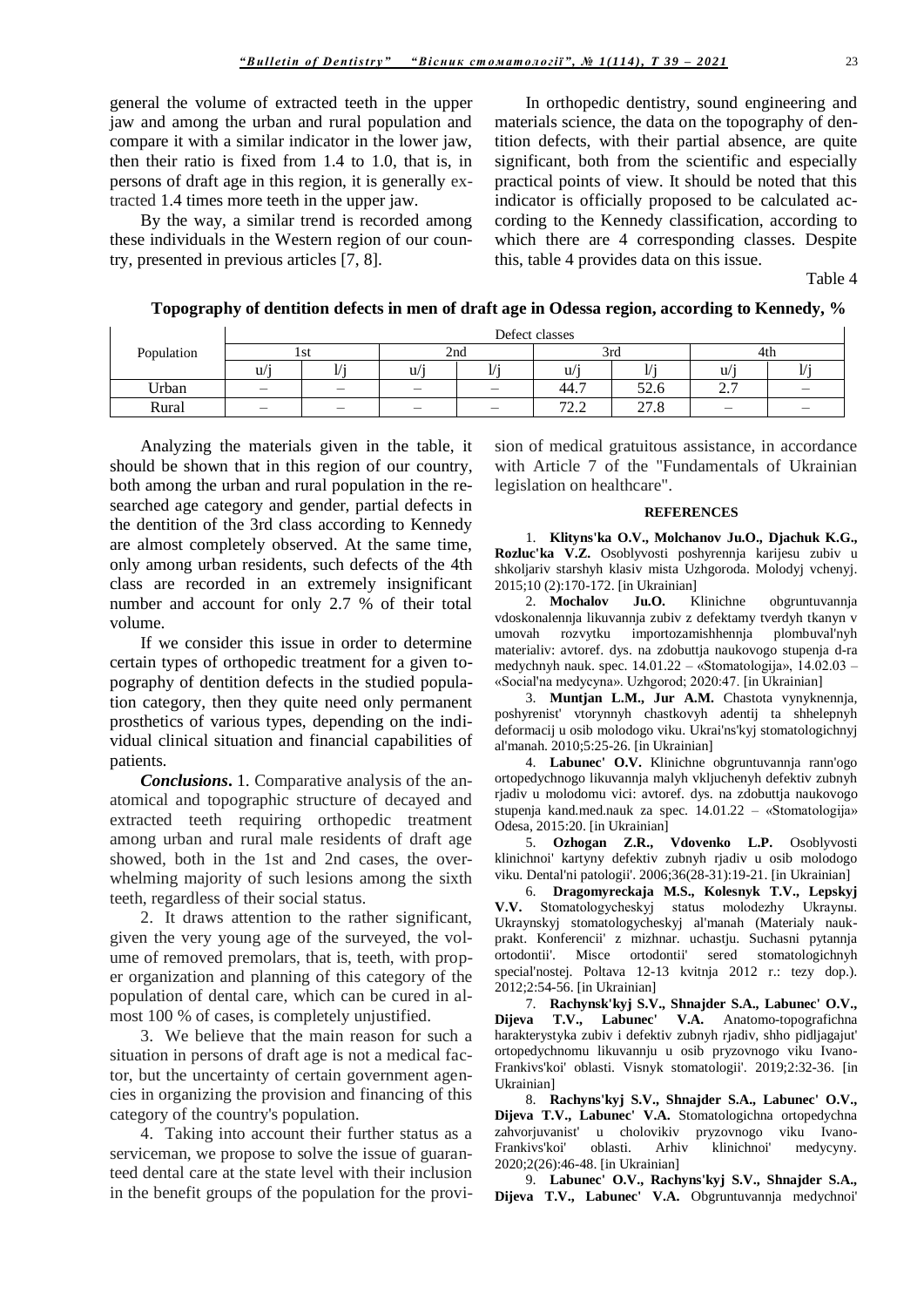general the volume of extracted teeth in the upper jaw and among the urban and rural population and compare it with a similar indicator in the lower jaw, then their ratio is fixed from 1.4 to 1.0, that is, in persons of draft age in this region, it is generally extracted 1.4 times more teeth in the upper jaw.

By the way, a similar trend is recorded among these individuals in the Western region of our country, presented in previous articles [7, 8].

In orthopedic dentistry, sound engineering and materials science, the data on the topography of dentition defects, with their partial absence, are quite significant, both from the scientific and especially practical points of view. It should be noted that this indicator is officially proposed to be calculated according to the Kennedy classification, according to which there are 4 corresponding classes. Despite this, table 4 provides data on this issue.

Table 4

**Topography of dentition defects in men of draft age in Odessa region, according to Kennedy, %**

| Population | Defect classes | | | | | | | |
|---|---|---|---|---|---|---|---|---|
| | 1st | | 2nd | | 3rd | | 4th | |
| | u/j | l/j | u/j | l/j | u/j | l/j | u/j | l/j |
| Urban | – | – | – | – | 44.7 | 52.6 | 2.7 | – |
| Rural | – | – | – | – | 72.2 | 27.8 | – | – |

Analyzing the materials given in the table, it should be shown that in this region of our country, both among the urban and rural population in the researched age category and gender, partial defects in the dentition of the 3rd class according to Kennedy are almost completely observed. At the same time, only among urban residents, such defects of the 4th class are recorded in an extremely insignificant number and account for only 2.7 % of their total volume.

If we consider this issue in order to determine certain types of orthopedic treatment for a given topography of dentition defects in the studied population category, then they quite need only permanent prosthetics of various types, depending on the individual clinical situation and financial capabilities of patients.

***Conclusions***. 1. Comparative analysis of the anatomical and topographic structure of decayed and extracted teeth requiring orthopedic treatment among urban and rural male residents of draft age showed, both in the 1st and 2nd cases, the overwhelming majority of such lesions among the sixth teeth, regardless of their social status.

2. It draws attention to the rather significant, given the very young age of the surveyed, the volume of removed premolars, that is, teeth, with proper organization and planning of this category of the population of dental care, which can be cured in almost 100 % of cases, is completely unjustified.

3. We believe that the main reason for such a situation in persons of draft age is not a medical factor, but the uncertainty of certain government agencies in organizing the provision and financing of this category of the country's population.

4. Taking into account their further status as a serviceman, we propose to solve the issue of guaranteed dental care at the state level with their inclusion in the benefit groups of the population for the provision of medical gratuitous assistance, in accordance with Article 7 of the "Fundamentals of Ukrainian legislation on healthcare".

## REFERENCES

1. **Klityns'ka O.V., Molchanov Ju.O., Djachuk K.G., Rozluc'ka V.Z.** Osoblyvosti poshyrennja karijesu zubiv u shkoljariv starshyh klasiv mista Uzhgoroda. Molodyj vchenyj. 2015;10 (2):170-172. [in Ukrainian]

2. **Mochalov Ju.O.** Klinichne obgruntuvannja vdoskonalennja likuvannja zubiv z defektamy tverdyh tkanyn v umovah rozvytku importozamishhennja plombuval'nyh materialiv: avtoref. dys. na zdobuttja naukovogo stupenja d-ra medychnyh nauk. spec. 14.01.22 – «Stomatologija», 14.02.03 – «Social'na medycyna». Uzhgorod; 2020:47. [in Ukrainian]

3. **Muntjan L.M., Jur A.M.** Chastota vynyknennja, poshyrenist' vtorynnyh chastkovyh adentij ta shhelepnyh deformacij u osib molodogo viku. Ukrai'ns'kyj stomatologichnyj al'manah. 2010;5:25-26. [in Ukrainian]

4. **Labunec' O.V.** Klinichne obgruntuvannja rann'ogo ortopedychnogo likuvannja malyh vkljuchenyh defektiv zubnyh rjadiv u molodomu vici: avtoref. dys. na zdobuttja naukovogo stupenja kand.med.nauk za spec. 14.01.22 – «Stomatologija» Odesa, 2015:20. [in Ukrainian]

5. **Ozhogan Z.R., Vdovenko L.P.** Osoblyvosti klinichnoi' kartyny defektiv zubnyh rjadiv u osib molodogo viku. Dental'ni patologii'. 2006;36(28-31):19-21. [in Ukrainian]

6. **Dragomyreckaja M.S., Kolesnyk T.V., Lepskyj V.V.** Stomatologycheskyj status molodezhy Ukraynы. Ukraynskyj stomatologycheskyj al'manah (Materialy naukprakt. Konferencii' z mizhnar. uchastju. Suchasni pytannja ortodontii'. Misce ortodontii' sered stomatologichnyh special'nostej. Poltava 12-13 kvitnja 2012 r.: tezy dop.). 2012;2:54-56. [in Ukrainian]

7. **Rachynsk'kyj S.V., Shnajder S.A., Labunec' O.V., Dijeva T.V., Labunec' V.A.** Anatomo-topografichna harakterystyka zubiv i defektiv zubnyh rjadiv, shho pidljagajut' ortopedychnomu likuvannju u osib pryzovnogo viku Ivano-Frankivs'koi' oblasti. Visnyk stomatologii'. 2019;2:32-36. [in Ukrainian]

8. **Rachyns'kyj S.V., Shnajder S.A., Labunec' O.V., Dijeva T.V., Labunec' V.A.** Stomatologichna ortopedychna zahvorjuvanist' u cholovikiv pryzovnogo viku Ivano-Frankivs'koi' oblasti. Arhiv klinichnoi' medycyny. 2020;2(26):46-48. [in Ukrainian]

9. **Labunec' O.V., Rachyns'kyj S.V., Shnajder S.A., Dijeva T.V., Labunec' V.A.** Obgruntuvannja medychnoi'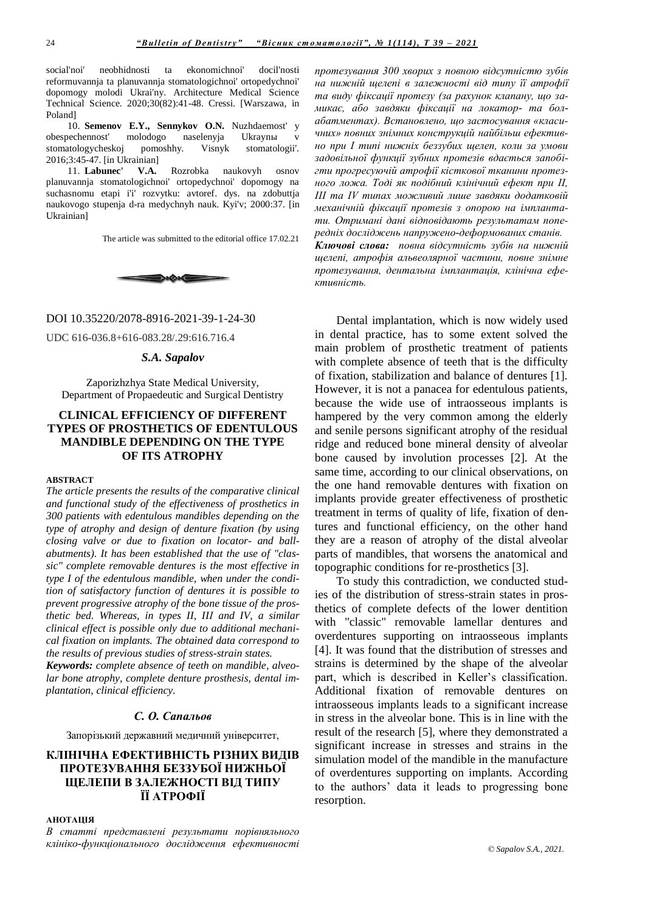social'noi' neobhidnosti ta ekonomichnoi' docil'nosti reformuvannja ta planuvannja stomatologichnoi' ortopedychnoi' dopomogy molodi Ukrai'ny. Architecture Medical Science Technical Science. 2020;30(82):41-48. Cressi. [Warszawa, in Poland]

10. **Semenov E.Y., Sennykov O.N.** Nuzhdaemost' y obespechennost' molodogo naselenyja Ukraynы v stomatologycheskoj pomoshhy. Visnyk stomatologii'. 2016;3:45-47. [in Ukrainian]

11. **Labunec' V.A.** Rozrobka naukovyh osnov planuvannja stomatologichnoi' ortopedychnoi' dopomogy na suchasnomu etapi i'i' rozvytku: avtoref. dys. na zdobuttja naukovogo stupenja d-ra medychnyh nauk. Kyi'v; 2000:37. [in Ukrainian]

The article was submitted to the editorial office 17.02.21

DOI 10.35220/2078-8916-2021-39-1-24-30

UDC 616-036.8+616-083.28/.29:616.716.4

***S.A. Sapalov***

Zaporizhzhya State Medical University,
Department of Propaedeutic and Surgical Dentistry

## CLINICAL EFFICIENCY OF DIFFERENT TYPES OF PROSTHETICS OF EDENTULOUS MANDIBLE DEPENDING ON THE TYPE OF ITS ATROPHY

**ABSTRACT**

*The article presents the results of the comparative clinical and functional study of the effectiveness of prosthetics in 300 patients with edentulous mandibles depending on the type of atrophy and design of denture fixation (by using closing valve or due to fixation on locator- and ball-abutments). It has been established that the use of "classic" complete removable dentures is the most effective in type I of the edentulous mandible, when under the condition of satisfactory function of dentures it is possible to prevent progressive atrophy of the bone tissue of the prosthetic bed. Whereas, in types II, III and IV, a similar clinical effect is possible only due to additional mechanical fixation on implants. The obtained data correspond to the results of previous studies of stress-strain states.*

***Keywords:*** *complete absence of teeth on mandible, alveolar bone atrophy, complete denture prosthesis, dental implantation, clinical efficiency.*

***С. О. Сапальов***

Запорізький державний медичний університет,

## КЛІНІЧНА ЕФЕКТИВНІСТЬ РІЗНИХ ВИДІВ ПРОТЕЗУВАННЯ БЕЗЗУБОЇ НИЖНЬОЇ ЩЕЛЕПИ В ЗАЛЕЖНОСТІ ВІД ТИПУ ЇЇ АТРОФІЇ

**АНОТАЦІЯ**

*В статті представлені результати порівняльного клініко-функціонального дослідження ефективності протезування 300 хворих з повною відсутністю зубів на нижній щелепі в залежності від типу її атрофії та виду фіксації протезу (за рахунок клапану, що замикає, або завдяки фіксації на локатор- та болабатментах). Встановлено, що застосування «класичних» повних знімних конструкцій найбільш ефективно при I типі нижніх беззубих щелеп, коли за умови задовільної функції зубних протезів вдається запобігти прогресуючій атрофії кісткової тканини протезного ложа. Тоді як подібний клінічний ефект при II, III та IV типах можливий лише завдяки додатковій механічній фіксації протезів з опорою на імпланти. Отримані дані відповідають результатам попередніх досліджень напружено-деформованих станів.*

***Ключові слова:*** *повна відсутність зубів на нижній щелепі, атрофія альвеолярної частини, повне знімне протезування, дентальна імплантація, клінічна ефективність.*

Dental implantation, which is now widely used in dental practice, has to some extent solved the main problem of prosthetic treatment of patients with complete absence of teeth that is the difficulty of fixation, stabilization and balance of dentures [1]. However, it is not a panacea for edentulous patients, because the wide use of intraosseous implants is hampered by the very common among the elderly and senile persons significant atrophy of the residual ridge and reduced bone mineral density of alveolar bone caused by involution processes [2]. At the same time, according to our clinical observations, on the one hand removable dentures with fixation on implants provide greater effectiveness of prosthetic treatment in terms of quality of life, fixation of dentures and functional efficiency, on the other hand they are a reason of atrophy of the distal alveolar parts of mandibles, that worsens the anatomical and topographic conditions for re-prosthetics [3].

To study this contradiction, we conducted studies of the distribution of stress-strain states in prosthetics of complete defects of the lower dentition with "classic" removable lamellar dentures and overdentures supporting on intraosseous implants [4]. It was found that the distribution of stresses and strains is determined by the shape of the alveolar part, which is described in Keller's classification. Additional fixation of removable dentures on intraosseous implants leads to a significant increase in stress in the alveolar bone. This is in line with the result of the research [5], where they demonstrated a significant increase in stresses and strains in the simulation model of the mandible in the manufacture of overdentures supporting on implants. According to the authors' data it leads to progressing bone resorption.

© Sapalov S.A., 2021.